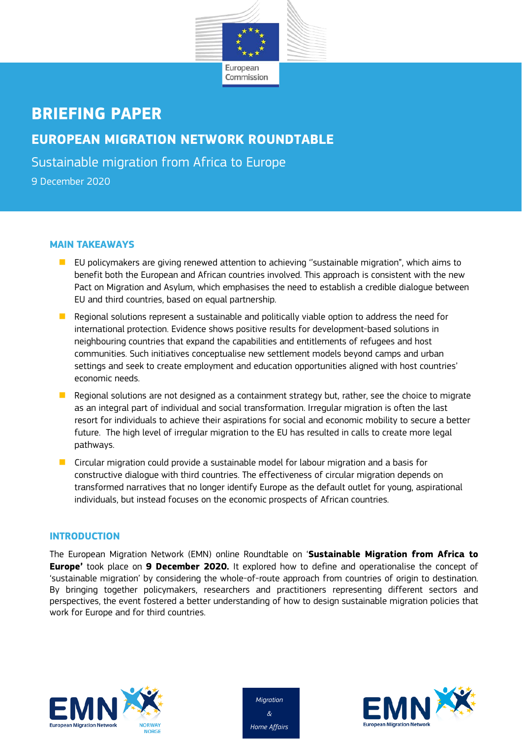# BRIEFING PAPER

## EUROPEAN MIGRATION NETWORK ROUNDTABLE

Sustainable migration from Africa to Europe

9 December 2020

### MAIN TAKEAWAYS

- EU policymakers are giving renewed attention to achieving ''sustainable migration", which aims to benefit both the European and African countries involved. This approach is consistent with the new Pact on Migration and Asylum, which emphasises the need to establish a credible dialogue between EU and third countries, based on equal partnership.
- Regional solutions represent a sustainable and politically viable option to address the need for international protection. Evidence shows positive results for development-based solutions in neighbouring countries that expand the capabilities and entitlements of refugees and host communities. Such initiatives conceptualise new settlement models beyond camps and urban settings and seek to create employment and education opportunities aligned with host countries' economic needs.
- Regional solutions are not designed as a containment strategy but, rather, see the choice to migrate as an integral part of individual and social transformation. Irregular migration is often the last resort for individuals to achieve their aspirations for social and economic mobility to secure a better future. The high level of irregular migration to the EU has resulted in calls to create more legal pathways.
- Circular migration could provide a sustainable model for labour migration and a basis for constructive dialogue with third countries. The effectiveness of circular migration depends on transformed narratives that no longer identify Europe as the default outlet for young, aspirational individuals, but instead focuses on the economic prospects of African countries.

### INTRODUCTION

The European Migration Network (EMN) online Roundtable on '**Sustainable Migration from Africa to Europe'** took place on **9 December 2020.** It explored how to define and operationalise the concept of 'sustainable migration' by considering the whole-of-route approach from countries of origin to destination. By bringing together policymakers, researchers and practitioners representing different sectors and perspectives, the event fostered a better understanding of how to design sustainable migration policies that work for Europe and for third countries.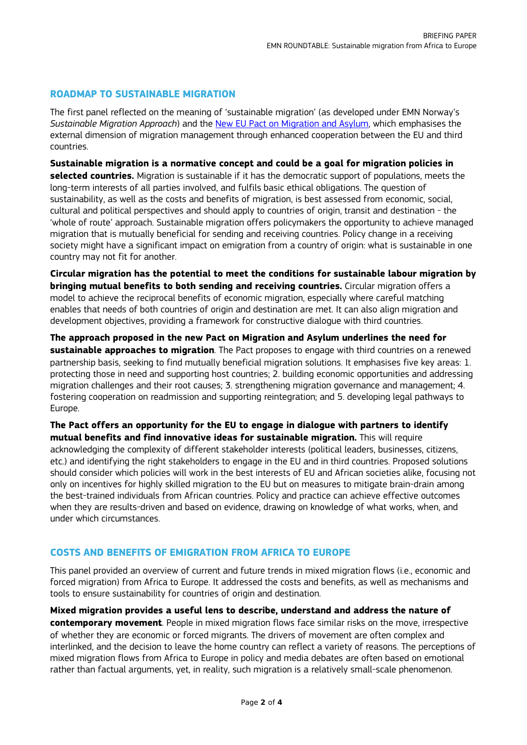## ROADMAP TO SUSTAINABLE MIGRATION

The first panel reflected on the meaning of 'sustainable migration' (as developed under EMN Norway's *Sustainable Migration Approach*) and the New EU Pact on Migration and Asylum, which emphasises the external dimension of migration management through enhanced cooperation between the EU and third countries.

**Sustainable migration is a normative concept and could be a goal for migration policies in selected countries.** Migration is sustainable if it has the democratic support of populations, meets the long-term interests of all parties involved, and fulfils basic ethical obligations. The question of sustainability, as well as the costs and benefits of migration, is best assessed from economic, social, cultural and political perspectives and should apply to countries of origin, transit and destination - the 'whole of route' approach. Sustainable migration offers policymakers the opportunity to achieve managed migration that is mutually beneficial for sending and receiving countries. Policy change in a receiving society might have a significant impact on emigration from a country of origin: what is sustainable in one country may not fit for another.

**Circular migration has the potential to meet the conditions for sustainable labour migration by bringing mutual benefits to both sending and receiving countries.** Circular migration offers a model to achieve the reciprocal benefits of economic migration, especially where careful matching enables that needs of both countries of origin and destination are met. It can also align migration and development objectives, providing a framework for constructive dialogue with third countries.

**The approach proposed in the new Pact on Migration and Asylum underlines the need for sustainable approaches to migration**. The Pact proposes to engage with third countries on a renewed partnership basis, seeking to find mutually beneficial migration solutions. It emphasises five key areas: 1. protecting those in need and supporting host countries; 2. building economic opportunities and addressing migration challenges and their root causes; 3. strengthening migration governance and management; 4. fostering cooperation on readmission and supporting reintegration; and 5. developing legal pathways to Europe.

**The Pact offers an opportunity for the EU to engage in dialogue with partners to identify mutual benefits and find innovative ideas for sustainable migration.** This will require acknowledging the complexity of different stakeholder interests (political leaders, businesses, citizens, etc.) and identifying the right stakeholders to engage in the EU and in third countries. Proposed solutions should consider which policies will work in the best interests of EU and African societies alike, focusing not only on incentives for highly skilled migration to the EU but on measures to mitigate brain-drain among the best-trained individuals from African countries. Policy and practice can achieve effective outcomes when they are results-driven and based on evidence, drawing on knowledge of what works, when, and under which circumstances.

## COSTS AND BENEFITS OF EMIGRATION FROM AFRICA TO EUROPE

This panel provided an overview of current and future trends in mixed migration flows (i.e., economic and forced migration) from Africa to Europe. It addressed the costs and benefits, as well as mechanisms and tools to ensure sustainability for countries of origin and destination.

**Mixed migration provides a useful lens to describe, understand and address the nature of contemporary movement**. People in mixed migration flows face similar risks on the move, irrespective of whether they are economic or forced migrants. The drivers of movement are often complex and interlinked, and the decision to leave the home country can reflect a variety of reasons. The perceptions of mixed migration flows from Africa to Europe in policy and media debates are often based on emotional rather than factual arguments, yet, in reality, such migration is a relatively small-scale phenomenon.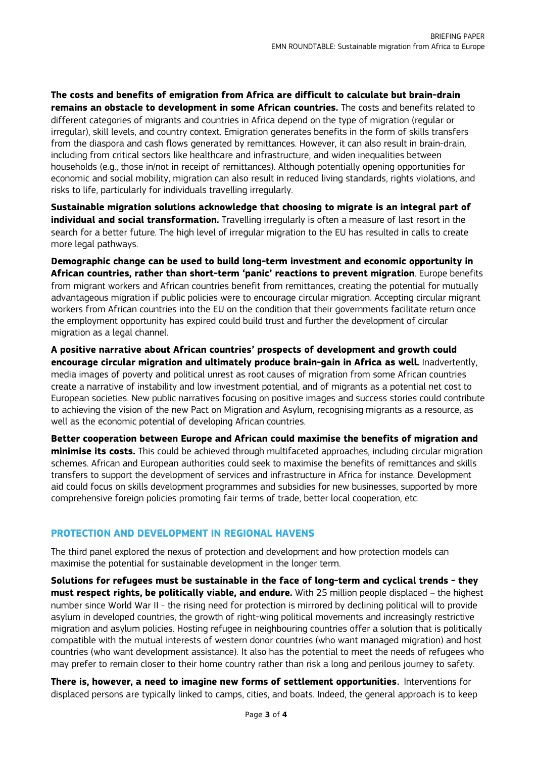**The costs and benefits of emigration from Africa are difficult to calculate but brain-drain remains an obstacle to development in some African countries.** The costs and benefits related to different categories of migrants and countries in Africa depend on the type of migration (regular or irregular), skill levels, and country context. Emigration generates benefits in the form of skills transfers from the diaspora and cash flows generated by remittances. However, it can also result in brain-drain, including from critical sectors like healthcare and infrastructure, and widen inequalities between households (e.g., those in/not in receipt of remittances). Although potentially opening opportunities for economic and social mobility, migration can also result in reduced living standards, rights violations, and risks to life, particularly for individuals travelling irregularly.

**Sustainable migration solutions acknowledge that choosing to migrate is an integral part of individual and social transformation.** Travelling irregularly is often a measure of last resort in the search for a better future. The high level of irregular migration to the EU has resulted in calls to create more legal pathways.

**Demographic change can be used to build long-term investment and economic opportunity in African countries, rather than short-term 'panic' reactions to prevent migration**. Europe benefits from migrant workers and African countries benefit from remittances, creating the potential for mutually advantageous migration if public policies were to encourage circular migration. Accepting circular migrant workers from African countries into the EU on the condition that their governments facilitate return once the employment opportunity has expired could build trust and further the development of circular migration as a legal channel.

**A positive narrative about African countries' prospects of development and growth could encourage circular migration and ultimately produce brain-gain in Africa as well.** Inadvertently, media images of poverty and political unrest as root causes of migration from some African countries create a narrative of instability and low investment potential, and of migrants as a potential net cost to European societies. New public narratives focusing on positive images and success stories could contribute to achieving the vision of the new Pact on Migration and Asylum, recognising migrants as a resource, as well as the economic potential of developing African countries.

**Better cooperation between Europe and African could maximise the benefits of migration and minimise its costs.** This could be achieved through multifaceted approaches, including circular migration schemes. African and European authorities could seek to maximise the benefits of remittances and skills transfers to support the development of services and infrastructure in Africa for instance. Development aid could focus on skills development programmes and subsidies for new businesses, supported by more comprehensive foreign policies promoting fair terms of trade, better local cooperation, etc.

## PROTECTION AND DEVELOPMENT IN REGIONAL HAVENS

The third panel explored the nexus of protection and development and how protection models can maximise the potential for sustainable development in the longer term.

**Solutions for refugees must be sustainable in the face of long-term and cyclical trends - they must respect rights, be politically viable, and endure.** With 25 million people displaced – the highest number since World War II - the rising need for protection is mirrored by declining political will to provide asylum in developed countries, the growth of right-wing political movements and increasingly restrictive migration and asylum policies. Hosting refugee in neighbouring countries offer a solution that is politically compatible with the mutual interests of western donor countries (who want managed migration) and host countries (who want development assistance). It also has the potential to meet the needs of refugees who may prefer to remain closer to their home country rather than risk a long and perilous journey to safety.

**There is, however, a need to imagine new forms of settlement opportunities.** Interventions for displaced persons are typically linked to camps, cities, and boats. Indeed, the general approach is to keep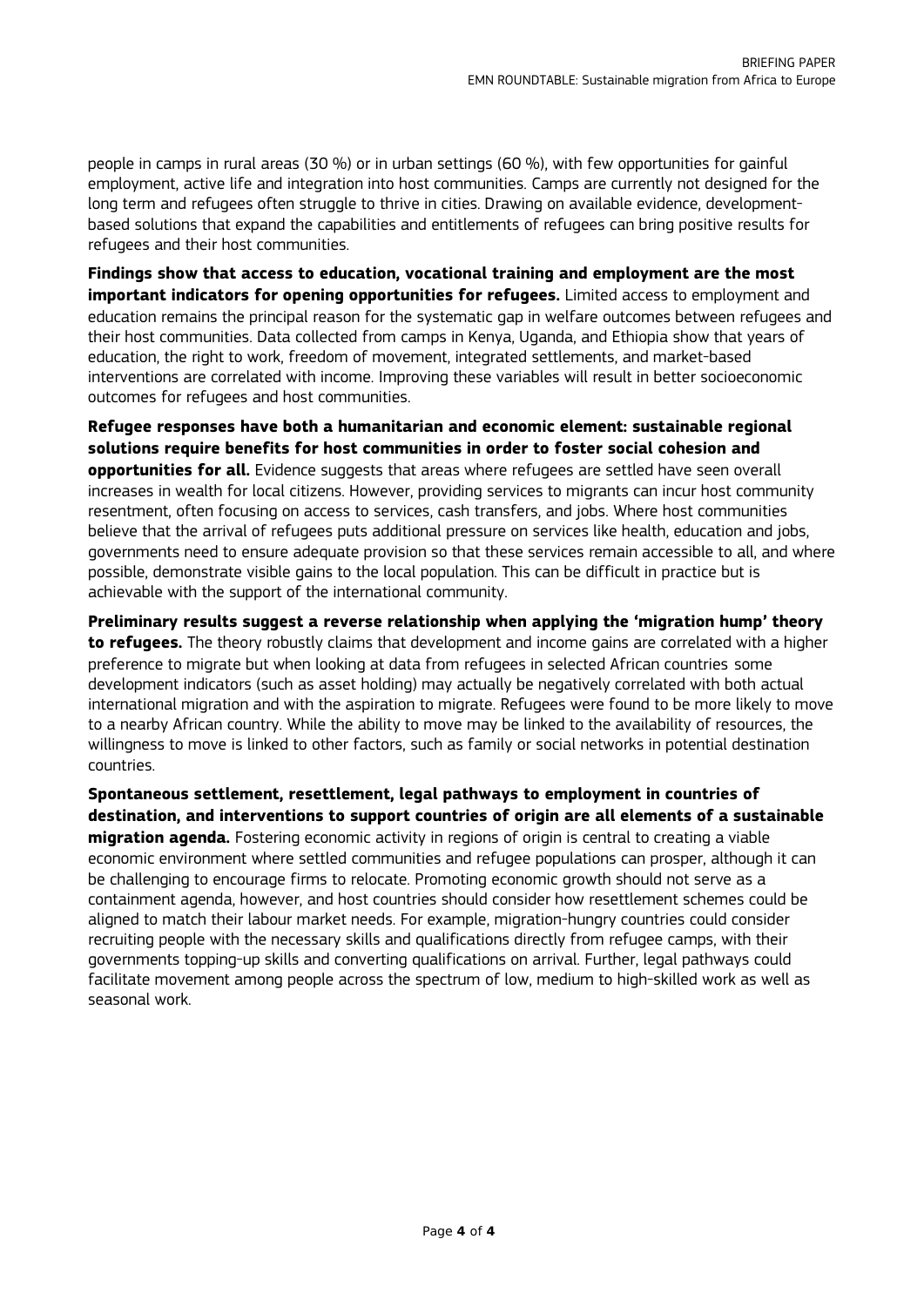people in camps in rural areas (30 %) or in urban settings (60 %), with few opportunities for gainful employment, active life and integration into host communities. Camps are currently not designed for the long term and refugees often struggle to thrive in cities. Drawing on available evidence, development-based solutions that expand the capabilities and entitlements of refugees can bring positive results for refugees and their host communities.

**Findings show that access to education, vocational training and employment are the most important indicators for opening opportunities for refugees.** Limited access to employment and education remains the principal reason for the systematic gap in welfare outcomes between refugees and their host communities. Data collected from camps in Kenya, Uganda, and Ethiopia show that years of education, the right to work, freedom of movement, integrated settlements, and market-based interventions are correlated with income. Improving these variables will result in better socioeconomic outcomes for refugees and host communities.

**Refugee responses have both a humanitarian and economic element: sustainable regional solutions require benefits for host communities in order to foster social cohesion and opportunities for all.** Evidence suggests that areas where refugees are settled have seen overall increases in wealth for local citizens. However, providing services to migrants can incur host community resentment, often focusing on access to services, cash transfers, and jobs. Where host communities believe that the arrival of refugees puts additional pressure on services like health, education and jobs, governments need to ensure adequate provision so that these services remain accessible to all, and where possible, demonstrate visible gains to the local population. This can be difficult in practice but is achievable with the support of the international community.

**Preliminary results suggest a reverse relationship when applying the 'migration hump' theory to refugees.** The theory robustly claims that development and income gains are correlated with a higher preference to migrate but when looking at data from refugees in selected African countries some development indicators (such as asset holding) may actually be negatively correlated with both actual international migration and with the aspiration to migrate. Refugees were found to be more likely to move to a nearby African country. While the ability to move may be linked to the availability of resources, the willingness to move is linked to other factors, such as family or social networks in potential destination countries.

**Spontaneous settlement, resettlement, legal pathways to employment in countries of destination, and interventions to support countries of origin are all elements of a sustainable migration agenda.** Fostering economic activity in regions of origin is central to creating a viable economic environment where settled communities and refugee populations can prosper, although it can be challenging to encourage firms to relocate. Promoting economic growth should not serve as a containment agenda, however, and host countries should consider how resettlement schemes could be aligned to match their labour market needs. For example, migration-hungry countries could consider recruiting people with the necessary skills and qualifications directly from refugee camps, with their governments topping-up skills and converting qualifications on arrival. Further, legal pathways could facilitate movement among people across the spectrum of low, medium to high-skilled work as well as seasonal work.